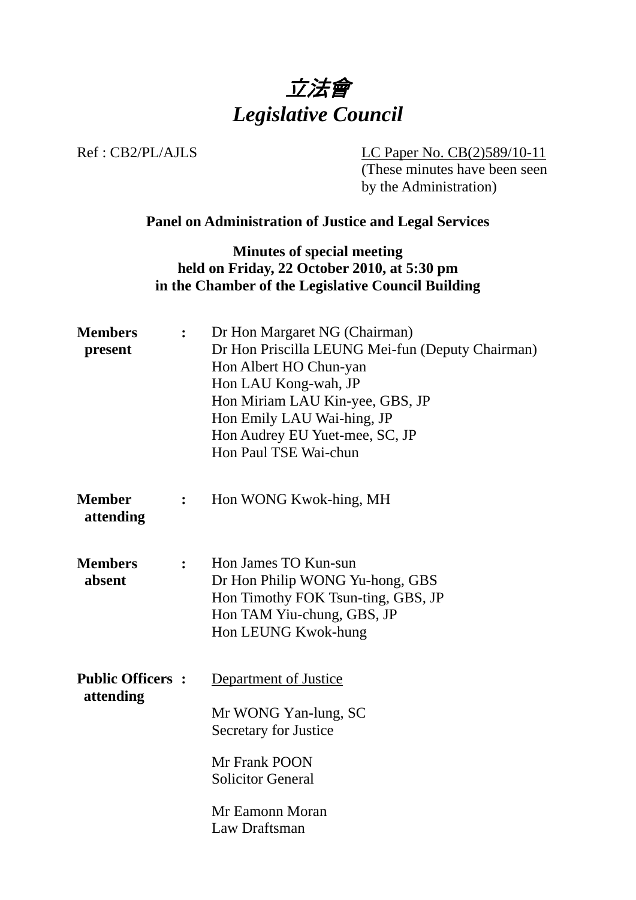# 立法會
# *Legislative Council*

Ref : CB2/PL/AJLS

LC Paper No. CB(2)589/10-11
(These minutes have been seen by the Administration)

**Panel on Administration of Justice and Legal Services**

**Minutes of special meeting**
**held on Friday, 22 October 2010, at 5:30 pm**
**in the Chamber of the Legislative Council Building**

**Members present** :

Dr Hon Margaret NG (Chairman)
Dr Hon Priscilla LEUNG Mei-fun (Deputy Chairman)
Hon Albert HO Chun-yan
Hon LAU Kong-wah, JP
Hon Miriam LAU Kin-yee, GBS, JP
Hon Emily LAU Wai-hing, JP
Hon Audrey EU Yuet-mee, SC, JP
Hon Paul TSE Wai-chun

**Member attending** :

Hon WONG Kwok-hing, MH

**Members absent** :

Hon James TO Kun-sun
Dr Hon Philip WONG Yu-hong, GBS
Hon Timothy FOK Tsun-ting, GBS, JP
Hon TAM Yiu-chung, GBS, JP
Hon LEUNG Kwok-hung

**Public Officers attending** :

Department of Justice

Mr WONG Yan-lung, SC
Secretary for Justice

Mr Frank POON
Solicitor General

Mr Eamonn Moran
Law Draftsman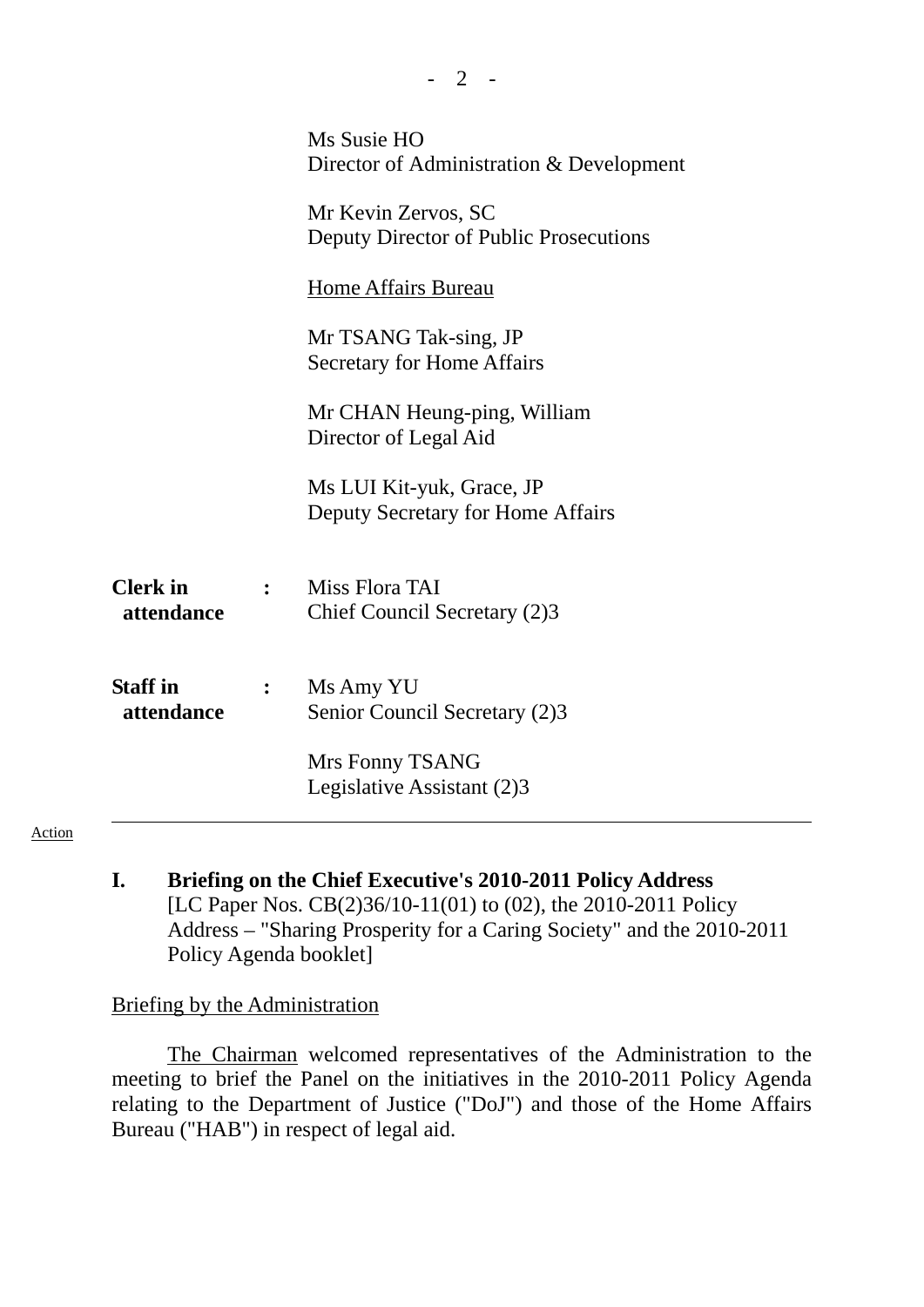Ms Susie HO
Director of Administration & Development

Mr Kevin Zervos, SC
Deputy Director of Public Prosecutions

Home Affairs Bureau

Mr TSANG Tak-sing, JP
Secretary for Home Affairs

Mr CHAN Heung-ping, William
Director of Legal Aid

Ms LUI Kit-yuk, Grace, JP
Deputy Secretary for Home Affairs

**Clerk in attendance** : Miss Flora TAI
Chief Council Secretary (2)3

**Staff in attendance** : Ms Amy YU
Senior Council Secretary (2)3

Mrs Fonny TSANG
Legislative Assistant (2)3

---

Action

## I. Briefing on the Chief Executive's 2010-2011 Policy Address

[LC Paper Nos. CB(2)36/10-11(01) to (02), the 2010-2011 Policy Address – "Sharing Prosperity for a Caring Society" and the 2010-2011 Policy Agenda booklet]

Briefing by the Administration

The Chairman welcomed representatives of the Administration to the meeting to brief the Panel on the initiatives in the 2010-2011 Policy Agenda relating to the Department of Justice ("DoJ") and those of the Home Affairs Bureau ("HAB") in respect of legal aid.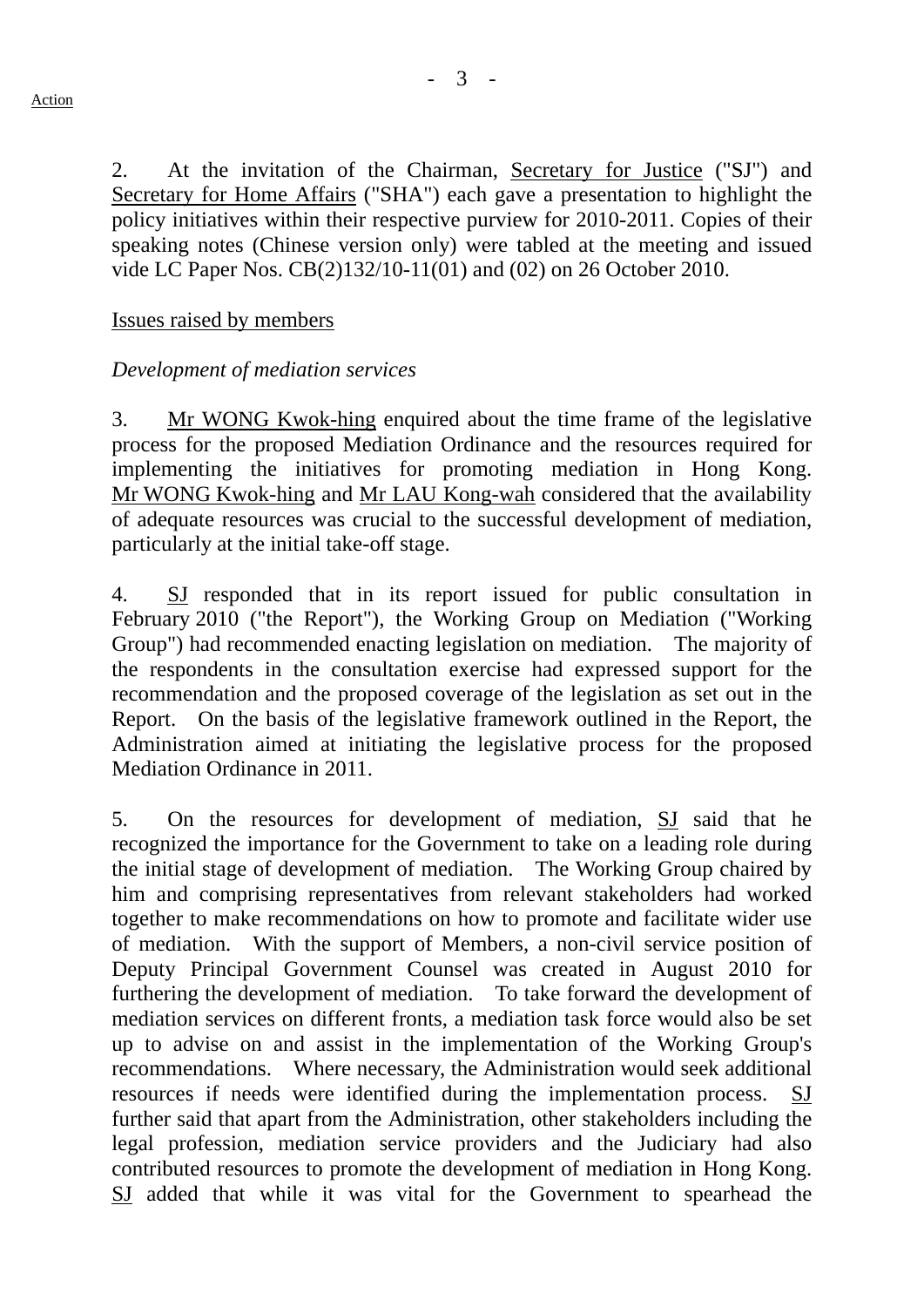2. At the invitation of the Chairman, Secretary for Justice ("SJ") and Secretary for Home Affairs ("SHA") each gave a presentation to highlight the policy initiatives within their respective purview for 2010-2011. Copies of their speaking notes (Chinese version only) were tabled at the meeting and issued vide LC Paper Nos. CB(2)132/10-11(01) and (02) on 26 October 2010.

Issues raised by members

*Development of mediation services*

3. Mr WONG Kwok-hing enquired about the time frame of the legislative process for the proposed Mediation Ordinance and the resources required for implementing the initiatives for promoting mediation in Hong Kong. Mr WONG Kwok-hing and Mr LAU Kong-wah considered that the availability of adequate resources was crucial to the successful development of mediation, particularly at the initial take-off stage.

4. SJ responded that in its report issued for public consultation in February 2010 ("the Report"), the Working Group on Mediation ("Working Group") had recommended enacting legislation on mediation. The majority of the respondents in the consultation exercise had expressed support for the recommendation and the proposed coverage of the legislation as set out in the Report. On the basis of the legislative framework outlined in the Report, the Administration aimed at initiating the legislative process for the proposed Mediation Ordinance in 2011.

5. On the resources for development of mediation, SJ said that he recognized the importance for the Government to take on a leading role during the initial stage of development of mediation. The Working Group chaired by him and comprising representatives from relevant stakeholders had worked together to make recommendations on how to promote and facilitate wider use of mediation. With the support of Members, a non-civil service position of Deputy Principal Government Counsel was created in August 2010 for furthering the development of mediation. To take forward the development of mediation services on different fronts, a mediation task force would also be set up to advise on and assist in the implementation of the Working Group's recommendations. Where necessary, the Administration would seek additional resources if needs were identified during the implementation process. SJ further said that apart from the Administration, other stakeholders including the legal profession, mediation service providers and the Judiciary had also contributed resources to promote the development of mediation in Hong Kong. SJ added that while it was vital for the Government to spearhead the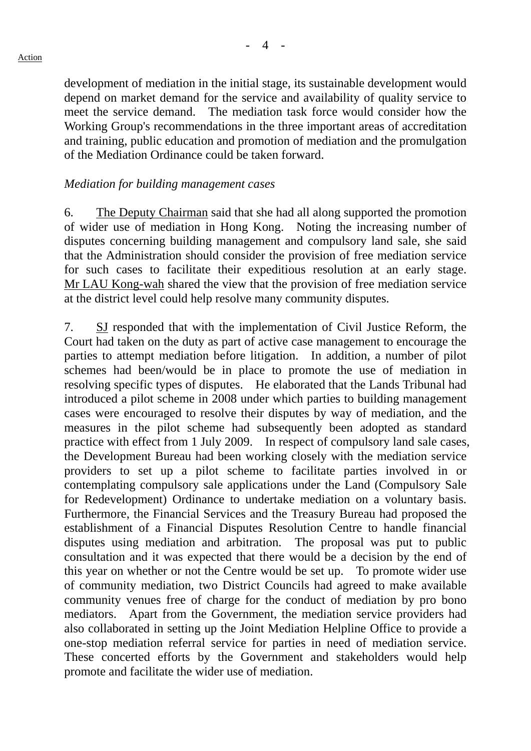development of mediation in the initial stage, its sustainable development would depend on market demand for the service and availability of quality service to meet the service demand. The mediation task force would consider how the Working Group's recommendations in the three important areas of accreditation and training, public education and promotion of mediation and the promulgation of the Mediation Ordinance could be taken forward.

*Mediation for building management cases*

6. The Deputy Chairman said that she had all along supported the promotion of wider use of mediation in Hong Kong. Noting the increasing number of disputes concerning building management and compulsory land sale, she said that the Administration should consider the provision of free mediation service for such cases to facilitate their expeditious resolution at an early stage. Mr LAU Kong-wah shared the view that the provision of free mediation service at the district level could help resolve many community disputes.

7. SJ responded that with the implementation of Civil Justice Reform, the Court had taken on the duty as part of active case management to encourage the parties to attempt mediation before litigation. In addition, a number of pilot schemes had been/would be in place to promote the use of mediation in resolving specific types of disputes. He elaborated that the Lands Tribunal had introduced a pilot scheme in 2008 under which parties to building management cases were encouraged to resolve their disputes by way of mediation, and the measures in the pilot scheme had subsequently been adopted as standard practice with effect from 1 July 2009. In respect of compulsory land sale cases, the Development Bureau had been working closely with the mediation service providers to set up a pilot scheme to facilitate parties involved in or contemplating compulsory sale applications under the Land (Compulsory Sale for Redevelopment) Ordinance to undertake mediation on a voluntary basis. Furthermore, the Financial Services and the Treasury Bureau had proposed the establishment of a Financial Disputes Resolution Centre to handle financial disputes using mediation and arbitration. The proposal was put to public consultation and it was expected that there would be a decision by the end of this year on whether or not the Centre would be set up. To promote wider use of community mediation, two District Councils had agreed to make available community venues free of charge for the conduct of mediation by pro bono mediators. Apart from the Government, the mediation service providers had also collaborated in setting up the Joint Mediation Helpline Office to provide a one-stop mediation referral service for parties in need of mediation service. These concerted efforts by the Government and stakeholders would help promote and facilitate the wider use of mediation.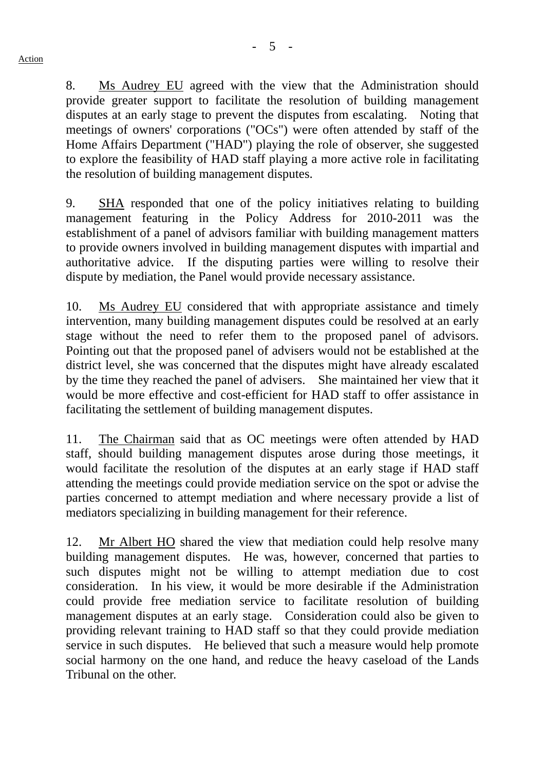8. Ms Audrey EU agreed with the view that the Administration should provide greater support to facilitate the resolution of building management disputes at an early stage to prevent the disputes from escalating. Noting that meetings of owners' corporations ("OCs") were often attended by staff of the Home Affairs Department ("HAD") playing the role of observer, she suggested to explore the feasibility of HAD staff playing a more active role in facilitating the resolution of building management disputes.

9. SHA responded that one of the policy initiatives relating to building management featuring in the Policy Address for 2010-2011 was the establishment of a panel of advisors familiar with building management matters to provide owners involved in building management disputes with impartial and authoritative advice. If the disputing parties were willing to resolve their dispute by mediation, the Panel would provide necessary assistance.

10. Ms Audrey EU considered that with appropriate assistance and timely intervention, many building management disputes could be resolved at an early stage without the need to refer them to the proposed panel of advisors. Pointing out that the proposed panel of advisers would not be established at the district level, she was concerned that the disputes might have already escalated by the time they reached the panel of advisers. She maintained her view that it would be more effective and cost-efficient for HAD staff to offer assistance in facilitating the settlement of building management disputes.

11. The Chairman said that as OC meetings were often attended by HAD staff, should building management disputes arose during those meetings, it would facilitate the resolution of the disputes at an early stage if HAD staff attending the meetings could provide mediation service on the spot or advise the parties concerned to attempt mediation and where necessary provide a list of mediators specializing in building management for their reference.

12. Mr Albert HO shared the view that mediation could help resolve many building management disputes. He was, however, concerned that parties to such disputes might not be willing to attempt mediation due to cost consideration. In his view, it would be more desirable if the Administration could provide free mediation service to facilitate resolution of building management disputes at an early stage. Consideration could also be given to providing relevant training to HAD staff so that they could provide mediation service in such disputes. He believed that such a measure would help promote social harmony on the one hand, and reduce the heavy caseload of the Lands Tribunal on the other.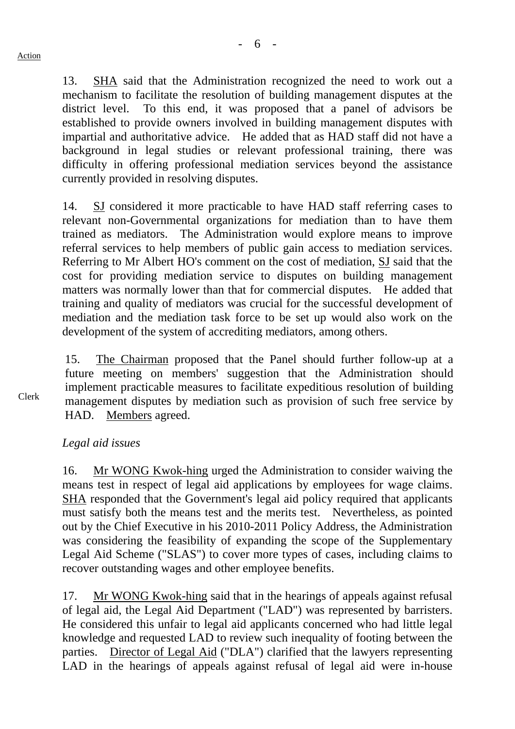Action

13. SHA said that the Administration recognized the need to work out a mechanism to facilitate the resolution of building management disputes at the district level. To this end, it was proposed that a panel of advisors be established to provide owners involved in building management disputes with impartial and authoritative advice. He added that as HAD staff did not have a background in legal studies or relevant professional training, there was difficulty in offering professional mediation services beyond the assistance currently provided in resolving disputes.

14. SJ considered it more practicable to have HAD staff referring cases to relevant non-Governmental organizations for mediation than to have them trained as mediators. The Administration would explore means to improve referral services to help members of public gain access to mediation services. Referring to Mr Albert HO's comment on the cost of mediation, SJ said that the cost for providing mediation service to disputes on building management matters was normally lower than that for commercial disputes. He added that training and quality of mediators was crucial for the successful development of mediation and the mediation task force to be set up would also work on the development of the system of accrediting mediators, among others.

Clerk

15. The Chairman proposed that the Panel should further follow-up at a future meeting on members' suggestion that the Administration should implement practicable measures to facilitate expeditious resolution of building management disputes by mediation such as provision of such free service by HAD. Members agreed.

*Legal aid issues*

16. Mr WONG Kwok-hing urged the Administration to consider waiving the means test in respect of legal aid applications by employees for wage claims. SHA responded that the Government's legal aid policy required that applicants must satisfy both the means test and the merits test. Nevertheless, as pointed out by the Chief Executive in his 2010-2011 Policy Address, the Administration was considering the feasibility of expanding the scope of the Supplementary Legal Aid Scheme ("SLAS") to cover more types of cases, including claims to recover outstanding wages and other employee benefits.

17. Mr WONG Kwok-hing said that in the hearings of appeals against refusal of legal aid, the Legal Aid Department ("LAD") was represented by barristers. He considered this unfair to legal aid applicants concerned who had little legal knowledge and requested LAD to review such inequality of footing between the parties. Director of Legal Aid ("DLA") clarified that the lawyers representing LAD in the hearings of appeals against refusal of legal aid were in-house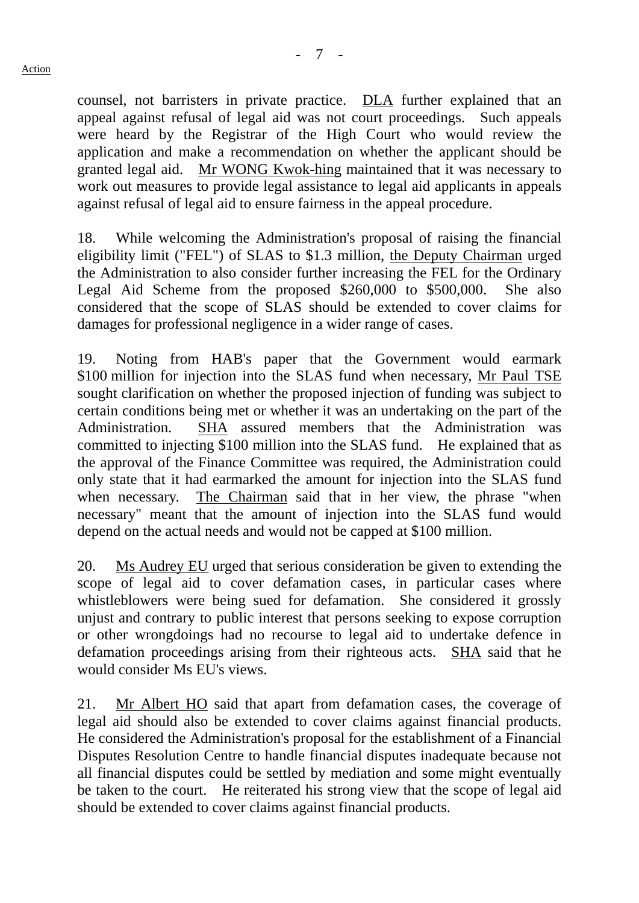counsel, not barristers in private practice. DLA further explained that an appeal against refusal of legal aid was not court proceedings. Such appeals were heard by the Registrar of the High Court who would review the application and make a recommendation on whether the applicant should be granted legal aid. Mr WONG Kwok-hing maintained that it was necessary to work out measures to provide legal assistance to legal aid applicants in appeals against refusal of legal aid to ensure fairness in the appeal procedure.

18. While welcoming the Administration's proposal of raising the financial eligibility limit ("FEL") of SLAS to $1.3 million, the Deputy Chairman urged the Administration to also consider further increasing the FEL for the Ordinary Legal Aid Scheme from the proposed $260,000 to $500,000. She also considered that the scope of SLAS should be extended to cover claims for damages for professional negligence in a wider range of cases.

19. Noting from HAB's paper that the Government would earmark $100 million for injection into the SLAS fund when necessary, Mr Paul TSE sought clarification on whether the proposed injection of funding was subject to certain conditions being met or whether it was an undertaking on the part of the Administration. SHA assured members that the Administration was committed to injecting $100 million into the SLAS fund. He explained that as the approval of the Finance Committee was required, the Administration could only state that it had earmarked the amount for injection into the SLAS fund when necessary. The Chairman said that in her view, the phrase "when necessary" meant that the amount of injection into the SLAS fund would depend on the actual needs and would not be capped at $100 million.

20. Ms Audrey EU urged that serious consideration be given to extending the scope of legal aid to cover defamation cases, in particular cases where whistleblowers were being sued for defamation. She considered it grossly unjust and contrary to public interest that persons seeking to expose corruption or other wrongdoings had no recourse to legal aid to undertake defence in defamation proceedings arising from their righteous acts. SHA said that he would consider Ms EU's views.

21. Mr Albert HO said that apart from defamation cases, the coverage of legal aid should also be extended to cover claims against financial products. He considered the Administration's proposal for the establishment of a Financial Disputes Resolution Centre to handle financial disputes inadequate because not all financial disputes could be settled by mediation and some might eventually be taken to the court. He reiterated his strong view that the scope of legal aid should be extended to cover claims against financial products.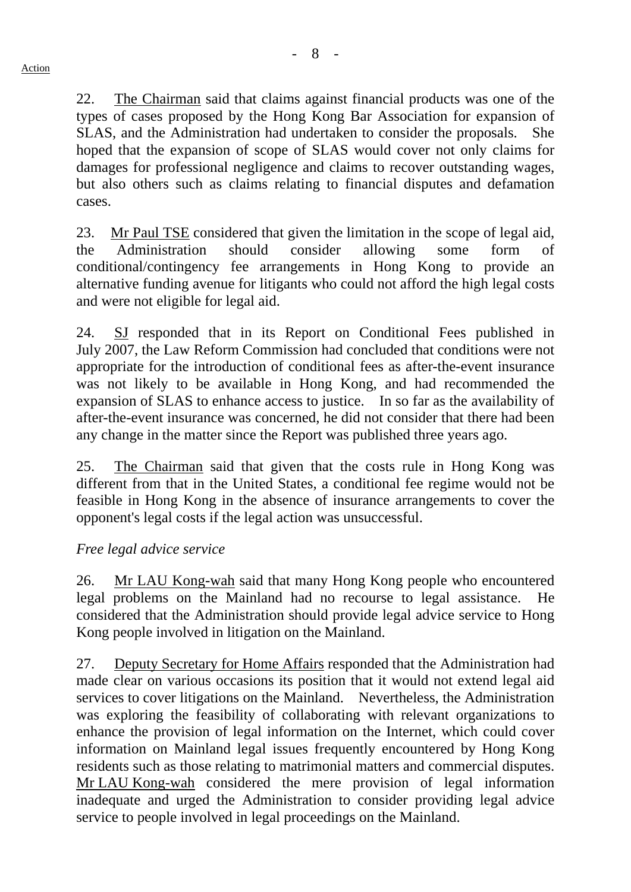22. The Chairman said that claims against financial products was one of the types of cases proposed by the Hong Kong Bar Association for expansion of SLAS, and the Administration had undertaken to consider the proposals. She hoped that the expansion of scope of SLAS would cover not only claims for damages for professional negligence and claims to recover outstanding wages, but also others such as claims relating to financial disputes and defamation cases.

23. Mr Paul TSE considered that given the limitation in the scope of legal aid, the Administration should consider allowing some form of conditional/contingency fee arrangements in Hong Kong to provide an alternative funding avenue for litigants who could not afford the high legal costs and were not eligible for legal aid.

24. SJ responded that in its Report on Conditional Fees published in July 2007, the Law Reform Commission had concluded that conditions were not appropriate for the introduction of conditional fees as after-the-event insurance was not likely to be available in Hong Kong, and had recommended the expansion of SLAS to enhance access to justice. In so far as the availability of after-the-event insurance was concerned, he did not consider that there had been any change in the matter since the Report was published three years ago.

25. The Chairman said that given that the costs rule in Hong Kong was different from that in the United States, a conditional fee regime would not be feasible in Hong Kong in the absence of insurance arrangements to cover the opponent's legal costs if the legal action was unsuccessful.

*Free legal advice service*

26. Mr LAU Kong-wah said that many Hong Kong people who encountered legal problems on the Mainland had no recourse to legal assistance. He considered that the Administration should provide legal advice service to Hong Kong people involved in litigation on the Mainland.

27. Deputy Secretary for Home Affairs responded that the Administration had made clear on various occasions its position that it would not extend legal aid services to cover litigations on the Mainland. Nevertheless, the Administration was exploring the feasibility of collaborating with relevant organizations to enhance the provision of legal information on the Internet, which could cover information on Mainland legal issues frequently encountered by Hong Kong residents such as those relating to matrimonial matters and commercial disputes. Mr LAU Kong-wah considered the mere provision of legal information inadequate and urged the Administration to consider providing legal advice service to people involved in legal proceedings on the Mainland.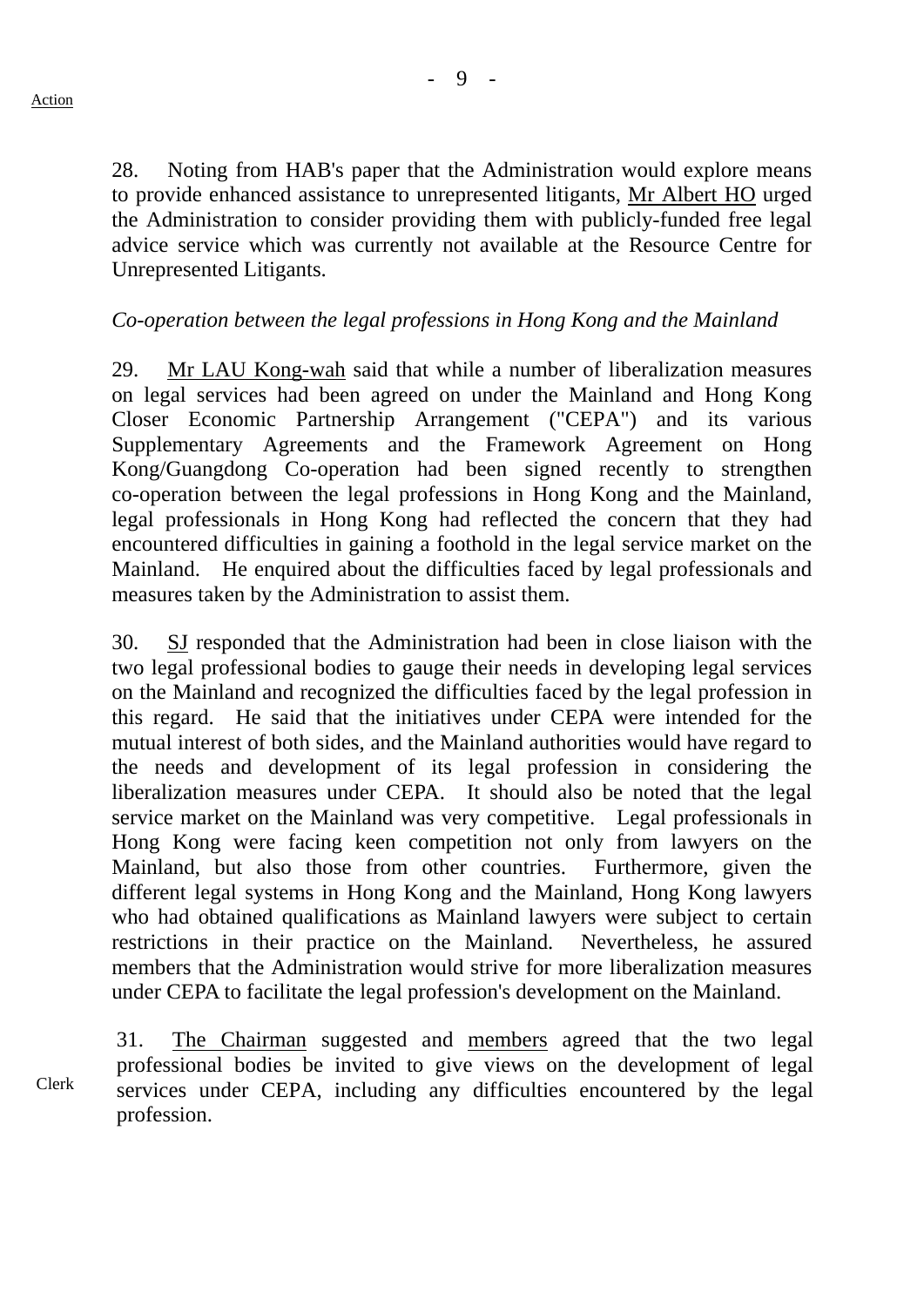Action

28. Noting from HAB's paper that the Administration would explore means to provide enhanced assistance to unrepresented litigants, Mr Albert HO urged the Administration to consider providing them with publicly-funded free legal advice service which was currently not available at the Resource Centre for Unrepresented Litigants.

*Co-operation between the legal professions in Hong Kong and the Mainland*

29. Mr LAU Kong-wah said that while a number of liberalization measures on legal services had been agreed on under the Mainland and Hong Kong Closer Economic Partnership Arrangement ("CEPA") and its various Supplementary Agreements and the Framework Agreement on Hong Kong/Guangdong Co-operation had been signed recently to strengthen co-operation between the legal professions in Hong Kong and the Mainland, legal professionals in Hong Kong had reflected the concern that they had encountered difficulties in gaining a foothold in the legal service market on the Mainland. He enquired about the difficulties faced by legal professionals and measures taken by the Administration to assist them.

30. SJ responded that the Administration had been in close liaison with the two legal professional bodies to gauge their needs in developing legal services on the Mainland and recognized the difficulties faced by the legal profession in this regard. He said that the initiatives under CEPA were intended for the mutual interest of both sides, and the Mainland authorities would have regard to the needs and development of its legal profession in considering the liberalization measures under CEPA. It should also be noted that the legal service market on the Mainland was very competitive. Legal professionals in Hong Kong were facing keen competition not only from lawyers on the Mainland, but also those from other countries. Furthermore, given the different legal systems in Hong Kong and the Mainland, Hong Kong lawyers who had obtained qualifications as Mainland lawyers were subject to certain restrictions in their practice on the Mainland. Nevertheless, he assured members that the Administration would strive for more liberalization measures under CEPA to facilitate the legal profession's development on the Mainland.

Clerk

31. The Chairman suggested and members agreed that the two legal professional bodies be invited to give views on the development of legal services under CEPA, including any difficulties encountered by the legal profession.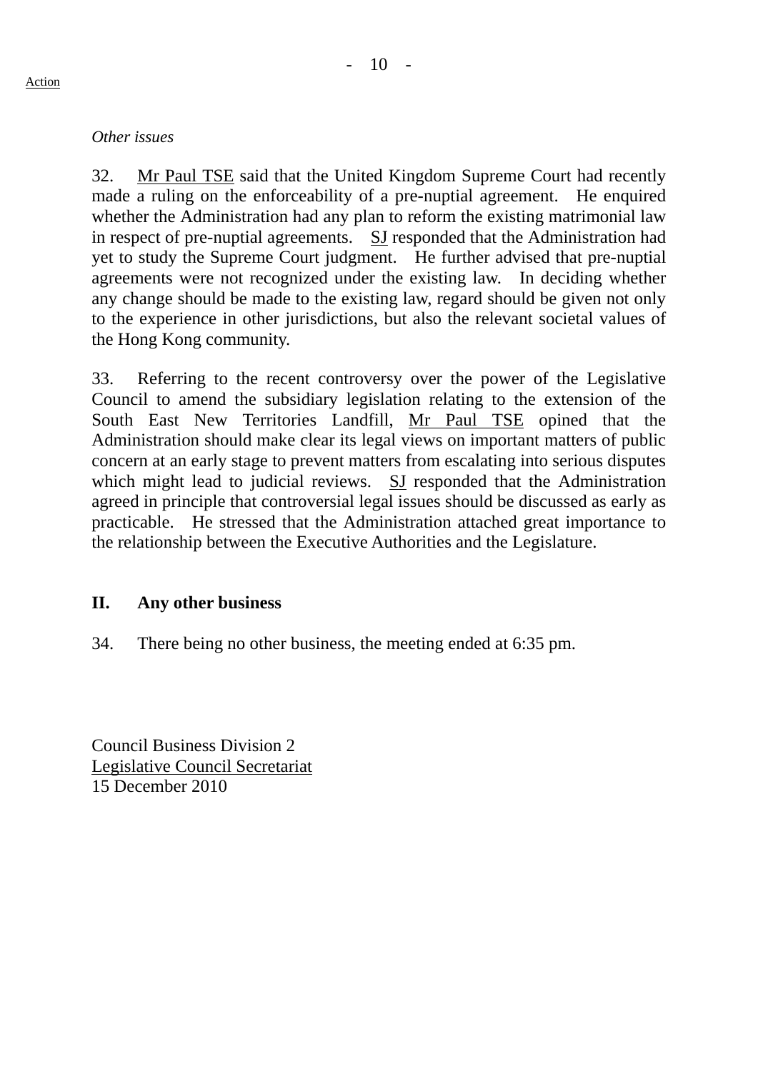Action

*Other issues*

32. Mr Paul TSE said that the United Kingdom Supreme Court had recently made a ruling on the enforceability of a pre-nuptial agreement. He enquired whether the Administration had any plan to reform the existing matrimonial law in respect of pre-nuptial agreements. SJ responded that the Administration had yet to study the Supreme Court judgment. He further advised that pre-nuptial agreements were not recognized under the existing law. In deciding whether any change should be made to the existing law, regard should be given not only to the experience in other jurisdictions, but also the relevant societal values of the Hong Kong community.

33. Referring to the recent controversy over the power of the Legislative Council to amend the subsidiary legislation relating to the extension of the South East New Territories Landfill, Mr Paul TSE opined that the Administration should make clear its legal views on important matters of public concern at an early stage to prevent matters from escalating into serious disputes which might lead to judicial reviews. SJ responded that the Administration agreed in principle that controversial legal issues should be discussed as early as practicable. He stressed that the Administration attached great importance to the relationship between the Executive Authorities and the Legislature.

## II. Any other business

34. There being no other business, the meeting ended at 6:35 pm.

Council Business Division 2
Legislative Council Secretariat
15 December 2010